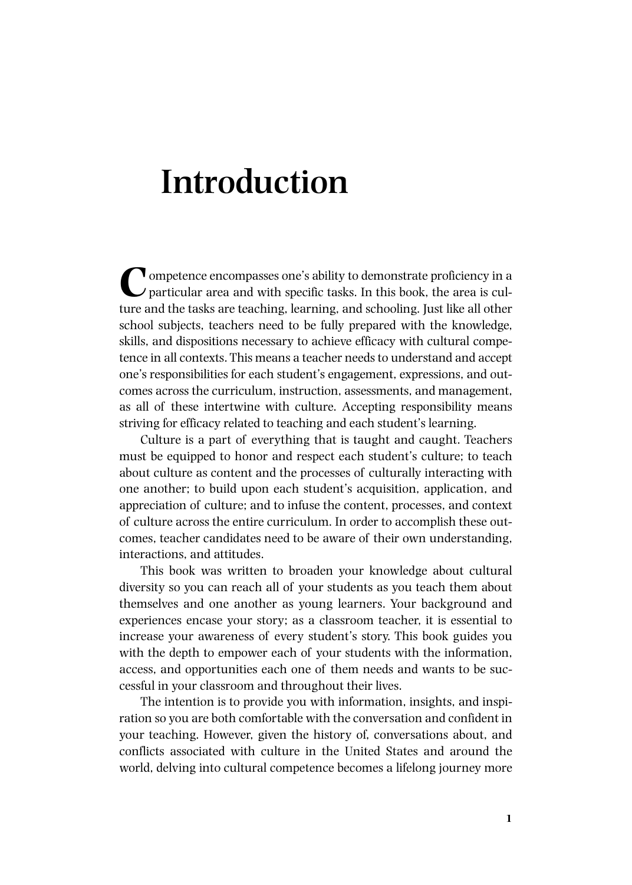# Introduction

Competence encompasses one's ability to demonstrate proficiency in a particular area and with specific tasks. In this book, the area is culture and the tasks are teaching, learning, and schooling. Just like all other school subjects, teachers need to be fully prepared with the knowledge, skills, and dispositions necessary to achieve efficacy with cultural competence in all contexts. This means a teacher needs to understand and accept one's responsibilities for each student's engagement, expressions, and outcomes across the curriculum, instruction, assessments, and management, as all of these intertwine with culture. Accepting responsibility means striving for efficacy related to teaching and each student's learning.

Culture is a part of everything that is taught and caught. Teachers must be equipped to honor and respect each student's culture; to teach about culture as content and the processes of culturally interacting with one another; to build upon each student's acquisition, application, and appreciation of culture; and to infuse the content, processes, and context of culture across the entire curriculum. In order to accomplish these outcomes, teacher candidates need to be aware of their own understanding, interactions, and attitudes.

This book was written to broaden your knowledge about cultural diversity so you can reach all of your students as you teach them about themselves and one another as young learners. Your background and experiences encase your story; as a classroom teacher, it is essential to increase your awareness of every student's story. This book guides you with the depth to empower each of your students with the information, access, and opportunities each one of them needs and wants to be successful in your classroom and throughout their lives.

The intention is to provide you with information, insights, and inspiration so you are both comfortable with the conversation and confident in your teaching. However, given the history of, conversations about, and conflicts associated with culture in the United States and around the world, delving into cultural competence becomes a lifelong journey more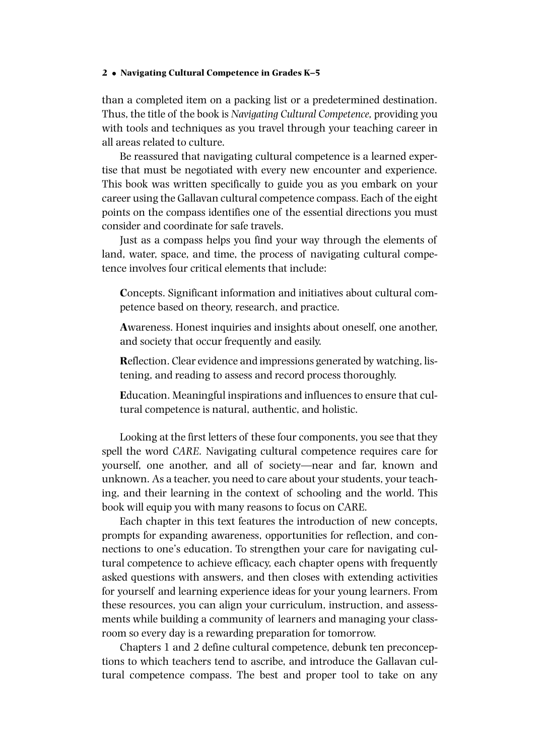than a completed item on a packing list or a predetermined destination. Thus, the title of the book is *Navigating Cultural Competence,* providing you with tools and techniques as you travel through your teaching career in all areas related to culture.

Be reassured that navigating cultural competence is a learned expertise that must be negotiated with every new encounter and experience. This book was written specifically to guide you as you embark on your career using the Gallavan cultural competence compass. Each of the eight points on the compass identifies one of the essential directions you must consider and coordinate for safe travels.

Just as a compass helps you find your way through the elements of land, water, space, and time, the process of navigating cultural competence involves four critical elements that include:

> **C**oncepts. Significant information and initiatives about cultural competence based on theory, research, and practice.
>
> **A**wareness. Honest inquiries and insights about oneself, one another, and society that occur frequently and easily.
>
> **R**eflection. Clear evidence and impressions generated by watching, listening, and reading to assess and record process thoroughly.
>
> **E**ducation. Meaningful inspirations and influences to ensure that cultural competence is natural, authentic, and holistic.

Looking at the first letters of these four components, you see that they spell the word *CARE.* Navigating cultural competence requires care for yourself, one another, and all of society—near and far, known and unknown. As a teacher, you need to care about your students, your teaching, and their learning in the context of schooling and the world. This book will equip you with many reasons to focus on CARE.

Each chapter in this text features the introduction of new concepts, prompts for expanding awareness, opportunities for reflection, and connections to one's education. To strengthen your care for navigating cultural competence to achieve efficacy, each chapter opens with frequently asked questions with answers, and then closes with extending activities for yourself and learning experience ideas for your young learners. From these resources, you can align your curriculum, instruction, and assessments while building a community of learners and managing your classroom so every day is a rewarding preparation for tomorrow.

Chapters 1 and 2 define cultural competence, debunk ten preconceptions to which teachers tend to ascribe, and introduce the Gallavan cultural competence compass. The best and proper tool to take on any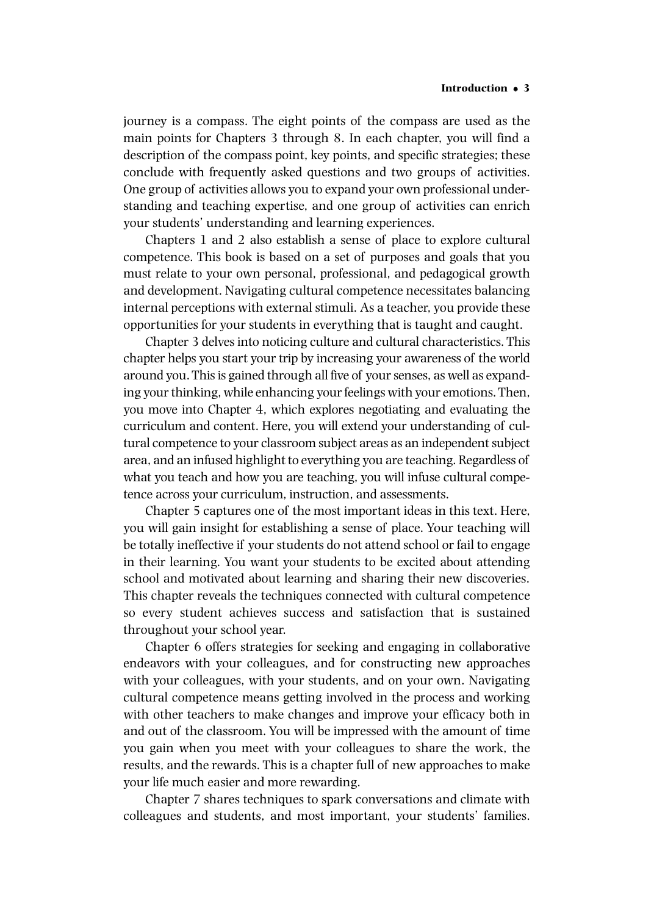journey is a compass. The eight points of the compass are used as the main points for Chapters 3 through 8. In each chapter, you will find a description of the compass point, key points, and specific strategies; these conclude with frequently asked questions and two groups of activities. One group of activities allows you to expand your own professional understanding and teaching expertise, and one group of activities can enrich your students' understanding and learning experiences.

Chapters 1 and 2 also establish a sense of place to explore cultural competence. This book is based on a set of purposes and goals that you must relate to your own personal, professional, and pedagogical growth and development. Navigating cultural competence necessitates balancing internal perceptions with external stimuli. As a teacher, you provide these opportunities for your students in everything that is taught and caught.

Chapter 3 delves into noticing culture and cultural characteristics. This chapter helps you start your trip by increasing your awareness of the world around you. This is gained through all five of your senses, as well as expanding your thinking, while enhancing your feelings with your emotions. Then, you move into Chapter 4, which explores negotiating and evaluating the curriculum and content. Here, you will extend your understanding of cultural competence to your classroom subject areas as an independent subject area, and an infused highlight to everything you are teaching. Regardless of what you teach and how you are teaching, you will infuse cultural competence across your curriculum, instruction, and assessments.

Chapter 5 captures one of the most important ideas in this text. Here, you will gain insight for establishing a sense of place. Your teaching will be totally ineffective if your students do not attend school or fail to engage in their learning. You want your students to be excited about attending school and motivated about learning and sharing their new discoveries. This chapter reveals the techniques connected with cultural competence so every student achieves success and satisfaction that is sustained throughout your school year.

Chapter 6 offers strategies for seeking and engaging in collaborative endeavors with your colleagues, and for constructing new approaches with your colleagues, with your students, and on your own. Navigating cultural competence means getting involved in the process and working with other teachers to make changes and improve your efficacy both in and out of the classroom. You will be impressed with the amount of time you gain when you meet with your colleagues to share the work, the results, and the rewards. This is a chapter full of new approaches to make your life much easier and more rewarding.

Chapter 7 shares techniques to spark conversations and climate with colleagues and students, and most important, your students' families.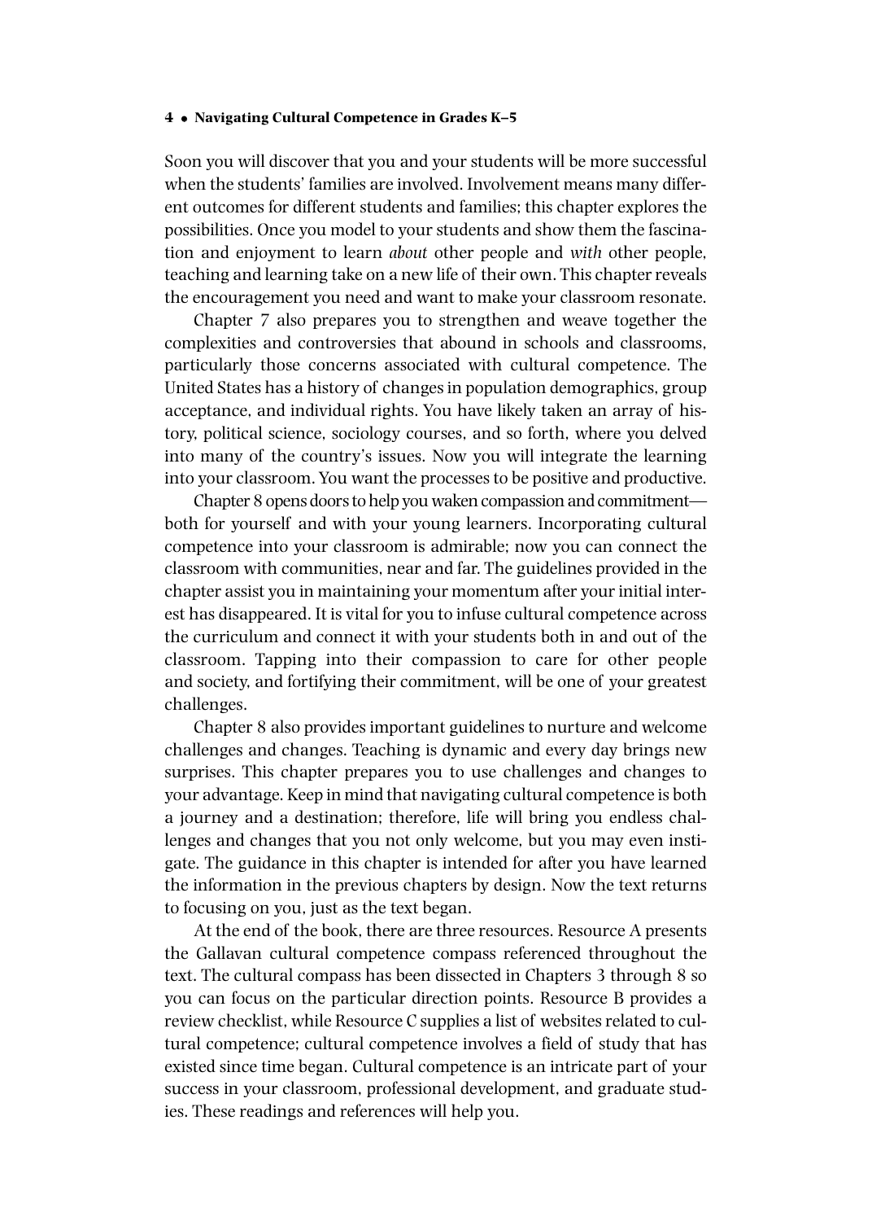Soon you will discover that you and your students will be more successful when the students' families are involved. Involvement means many different outcomes for different students and families; this chapter explores the possibilities. Once you model to your students and show them the fascination and enjoyment to learn *about* other people and *with* other people, teaching and learning take on a new life of their own. This chapter reveals the encouragement you need and want to make your classroom resonate.

Chapter 7 also prepares you to strengthen and weave together the complexities and controversies that abound in schools and classrooms, particularly those concerns associated with cultural competence. The United States has a history of changes in population demographics, group acceptance, and individual rights. You have likely taken an array of history, political science, sociology courses, and so forth, where you delved into many of the country's issues. Now you will integrate the learning into your classroom. You want the processes to be positive and productive.

Chapter 8 opens doors to help you waken compassion and commitment—both for yourself and with your young learners. Incorporating cultural competence into your classroom is admirable; now you can connect the classroom with communities, near and far. The guidelines provided in the chapter assist you in maintaining your momentum after your initial interest has disappeared. It is vital for you to infuse cultural competence across the curriculum and connect it with your students both in and out of the classroom. Tapping into their compassion to care for other people and society, and fortifying their commitment, will be one of your greatest challenges.

Chapter 8 also provides important guidelines to nurture and welcome challenges and changes. Teaching is dynamic and every day brings new surprises. This chapter prepares you to use challenges and changes to your advantage. Keep in mind that navigating cultural competence is both a journey and a destination; therefore, life will bring you endless challenges and changes that you not only welcome, but you may even instigate. The guidance in this chapter is intended for after you have learned the information in the previous chapters by design. Now the text returns to focusing on you, just as the text began.

At the end of the book, there are three resources. Resource A presents the Gallavan cultural competence compass referenced throughout the text. The cultural compass has been dissected in Chapters 3 through 8 so you can focus on the particular direction points. Resource B provides a review checklist, while Resource C supplies a list of websites related to cultural competence; cultural competence involves a field of study that has existed since time began. Cultural competence is an intricate part of your success in your classroom, professional development, and graduate studies. These readings and references will help you.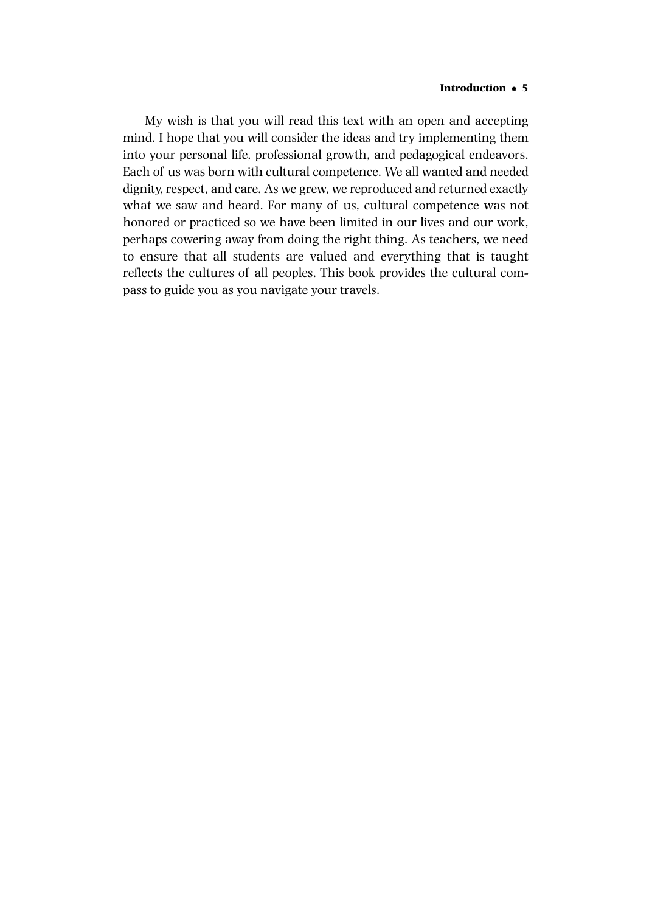My wish is that you will read this text with an open and accepting mind. I hope that you will consider the ideas and try implementing them into your personal life, professional growth, and pedagogical endeavors. Each of us was born with cultural competence. We all wanted and needed dignity, respect, and care. As we grew, we reproduced and returned exactly what we saw and heard. For many of us, cultural competence was not honored or practiced so we have been limited in our lives and our work, perhaps cowering away from doing the right thing. As teachers, we need to ensure that all students are valued and everything that is taught reflects the cultures of all peoples. This book provides the cultural compass to guide you as you navigate your travels.